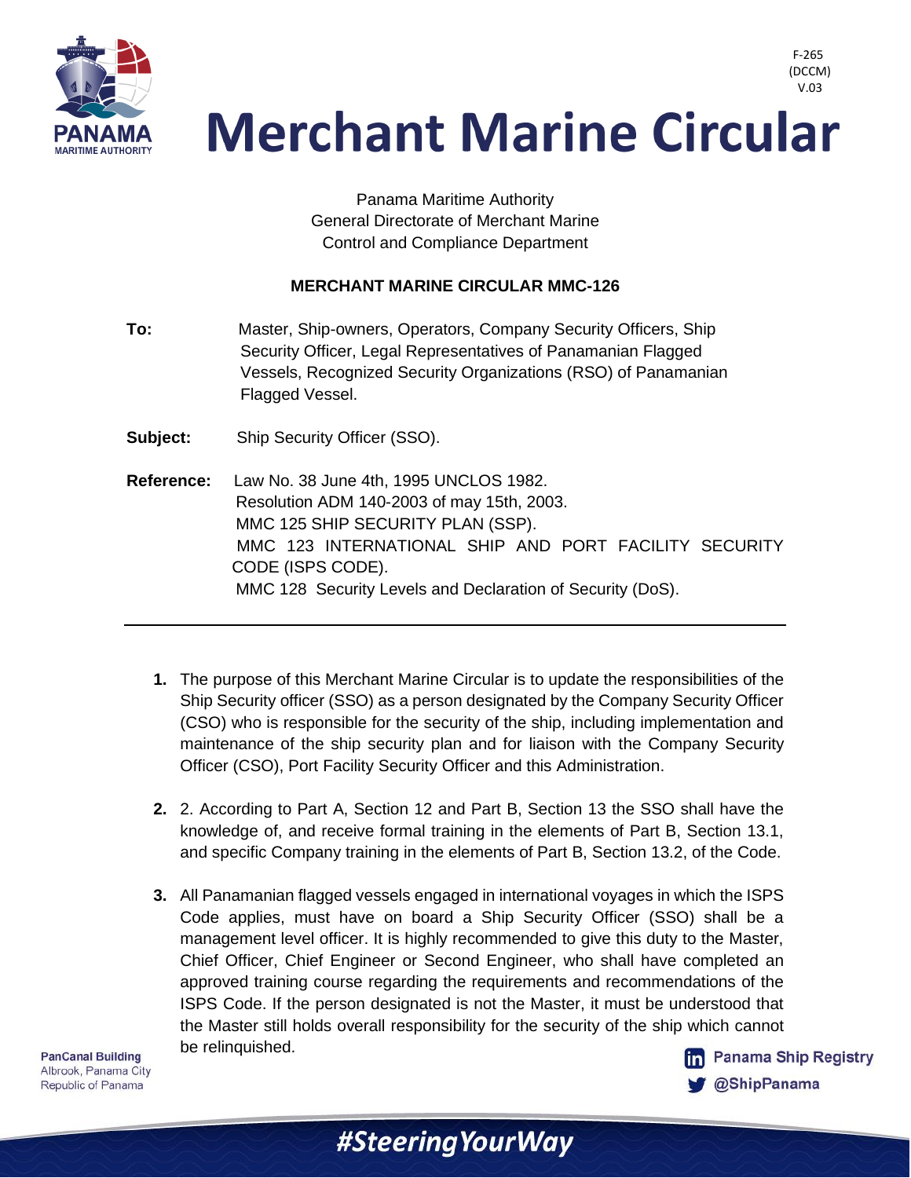F-265
(DCCM)
V.03

# Merchant Marine Circular

Panama Maritime Authority
General Directorate of Merchant Marine
Control and Compliance Department

**MERCHANT MARINE CIRCULAR MMC-126**

**To:** Master, Ship-owners, Operators, Company Security Officers, Ship Security Officer, Legal Representatives of Panamanian Flagged Vessels, Recognized Security Organizations (RSO) of Panamanian Flagged Vessel.

**Subject:** Ship Security Officer (SSO).

**Reference:** Law No. 38 June 4th, 1995 UNCLOS 1982.
Resolution ADM 140-2003 of may 15th, 2003.
MMC 125 SHIP SECURITY PLAN (SSP).
MMC 123 INTERNATIONAL SHIP AND PORT FACILITY SECURITY CODE (ISPS CODE).
MMC 128 Security Levels and Declaration of Security (DoS).

---

1. The purpose of this Merchant Marine Circular is to update the responsibilities of the Ship Security officer (SSO) as a person designated by the Company Security Officer (CSO) who is responsible for the security of the ship, including implementation and maintenance of the ship security plan and for liaison with the Company Security Officer (CSO), Port Facility Security Officer and this Administration.

2. 2. According to Part A, Section 12 and Part B, Section 13 the SSO shall have the knowledge of, and receive formal training in the elements of Part B, Section 13.1, and specific Company training in the elements of Part B, Section 13.2, of the Code.

3. All Panamanian flagged vessels engaged in international voyages in which the ISPS Code applies, must have on board a Ship Security Officer (SSO) shall be a management level officer. It is highly recommended to give this duty to the Master, Chief Officer, Chief Engineer or Second Engineer, who shall have completed an approved training course regarding the requirements and recommendations of the ISPS Code. If the person designated is not the Master, it must be understood that the Master still holds overall responsibility for the security of the ship which cannot be relinquished.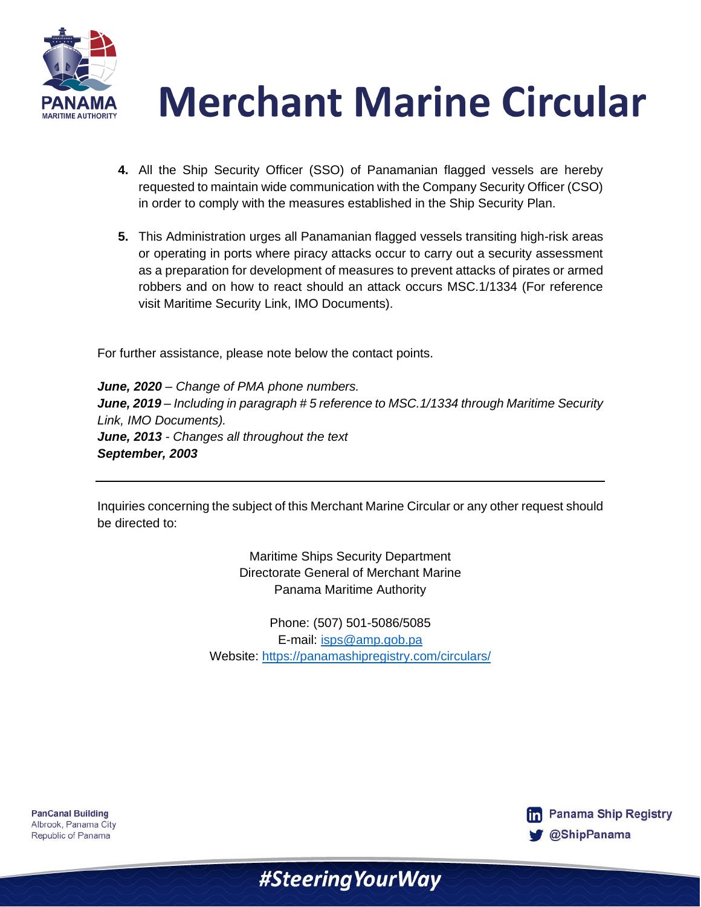4. All the Ship Security Officer (SSO) of Panamanian flagged vessels are hereby requested to maintain wide communication with the Company Security Officer (CSO) in order to comply with the measures established in the Ship Security Plan.

5. This Administration urges all Panamanian flagged vessels transiting high-risk areas or operating in ports where piracy attacks occur to carry out a security assessment as a preparation for development of measures to prevent attacks of pirates or armed robbers and on how to react should an attack occurs MSC.1/1334 (For reference visit Maritime Security Link, IMO Documents).

For further assistance, please note below the contact points.

***June, 2020*** *– Change of PMA phone numbers.*
***June, 2019*** *– Including in paragraph # 5 reference to MSC.1/1334 through Maritime Security Link, IMO Documents).*
***June, 2013*** *- Changes all throughout the text*
***September, 2003***

---

Inquiries concerning the subject of this Merchant Marine Circular or any other request should be directed to:

Maritime Ships Security Department
Directorate General of Merchant Marine
Panama Maritime Authority

Phone: (507) 501-5086/5085
E-mail: isps@amp.gob.pa
Website: https://panamashipregistry.com/circulars/